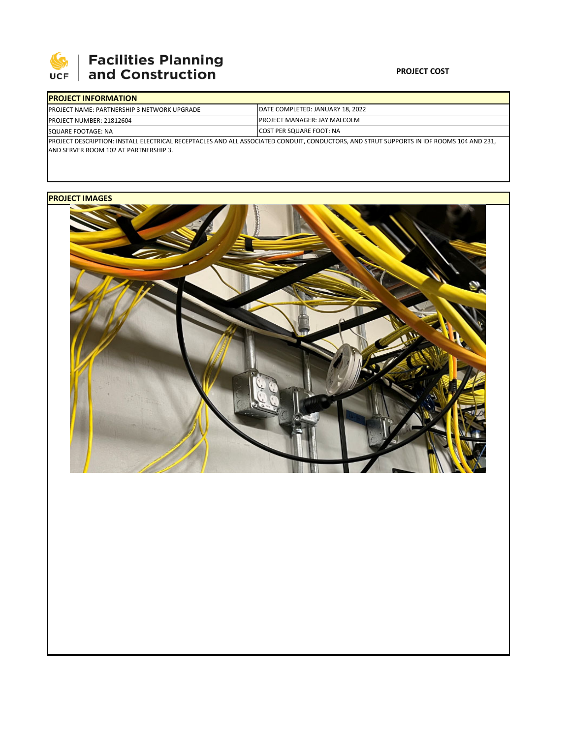# Facilities Planning and Construction

**PROJECT COST**

| **PROJECT INFORMATION** | |
|---|---|
| PROJECT NAME: PARTNERSHIP 3 NETWORK UPGRADE | DATE COMPLETED: JANUARY 18, 2022 |
| PROJECT NUMBER: 21812604 | PROJECT MANAGER: JAY MALCOLM |
| SQUARE FOOTAGE: NA | COST PER SQUARE FOOT: NA |

PROJECT DESCRIPTION: INSTALL ELECTRICAL RECEPTACLES AND ALL ASSOCIATED CONDUIT, CONDUCTORS, AND STRUT SUPPORTS IN IDF ROOMS 104 AND 231, AND SERVER ROOM 102 AT PARTNERSHIP 3.

**PROJECT IMAGES**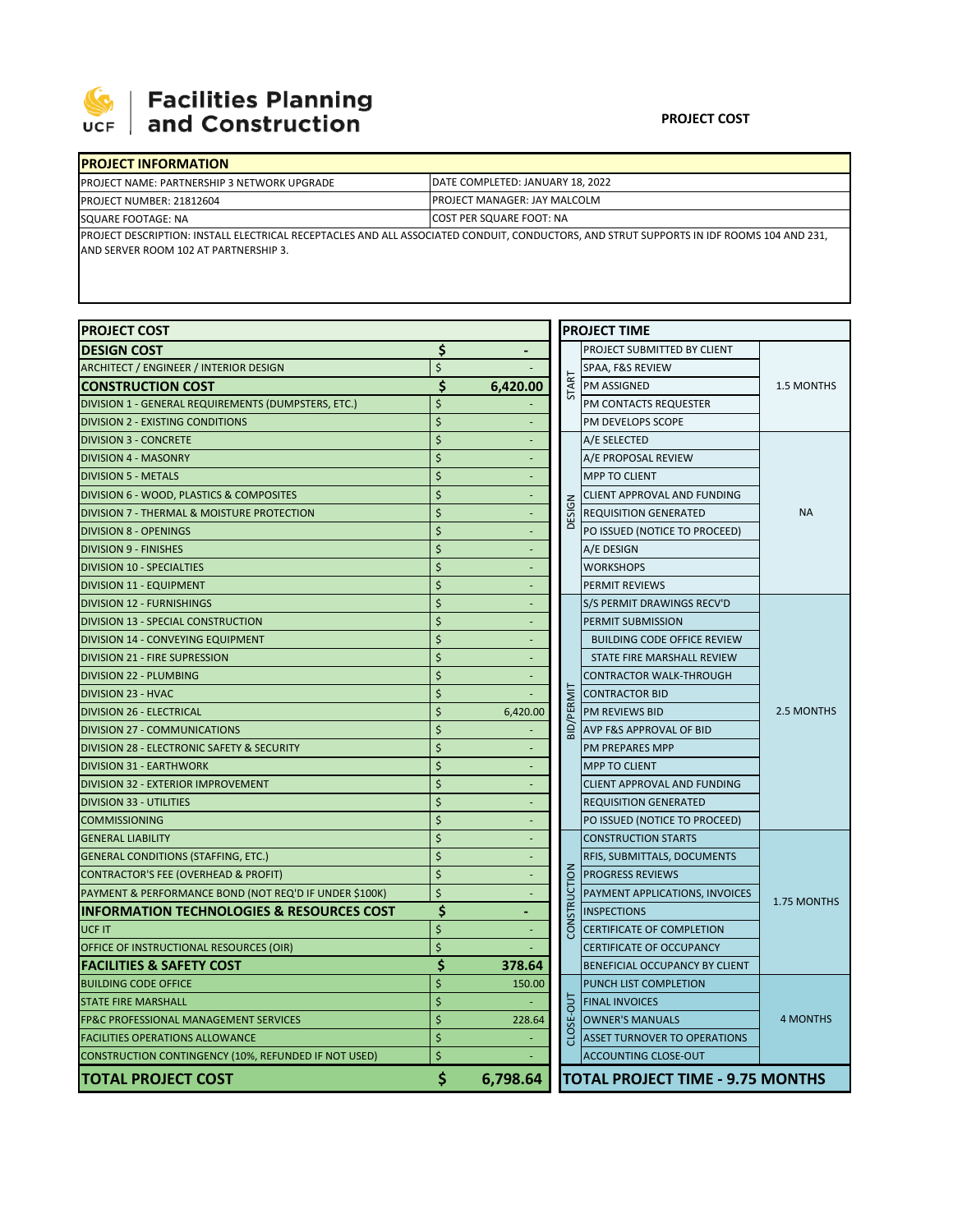**Facilities Planning and Construction**

**PROJECT COST**

| PROJECT INFORMATION | |
|---|---|
| PROJECT NAME: PARTNERSHIP 3 NETWORK UPGRADE | DATE COMPLETED: JANUARY 18, 2022 |
| PROJECT NUMBER: 21812604 | PROJECT MANAGER: JAY MALCOLM |
| SQUARE FOOTAGE: NA | COST PER SQUARE FOOT: NA |
| PROJECT DESCRIPTION: INSTALL ELECTRICAL RECEPTACLES AND ALL ASSOCIATED CONDUIT, CONDUCTORS, AND STRUT SUPPORTS IN IDF ROOMS 104 AND 231, AND SERVER ROOM 102 AT PARTNERSHIP 3. | |

| PROJECT COST | |
|---|---|
| **DESIGN COST** | **$ -** |
| ARCHITECT / ENGINEER / INTERIOR DESIGN | $ - |
| **CONSTRUCTION COST** | **$ 6,420.00** |
| DIVISION 1 - GENERAL REQUIREMENTS (DUMPSTERS, ETC.) | $ - |
| DIVISION 2 - EXISTING CONDITIONS | $ - |
| DIVISION 3 - CONCRETE | $ - |
| DIVISION 4 - MASONRY | $ - |
| DIVISION 5 - METALS | $ - |
| DIVISION 6 - WOOD, PLASTICS & COMPOSITES | $ - |
| DIVISION 7 - THERMAL & MOISTURE PROTECTION | $ - |
| DIVISION 8 - OPENINGS | $ - |
| DIVISION 9 - FINISHES | $ - |
| DIVISION 10 - SPECIALTIES | $ - |
| DIVISION 11 - EQUIPMENT | $ - |
| DIVISION 12 - FURNISHINGS | $ - |
| DIVISION 13 - SPECIAL CONSTRUCTION | $ - |
| DIVISION 14 - CONVEYING EQUIPMENT | $ - |
| DIVISION 21 - FIRE SUPRESSION | $ - |
| DIVISION 22 - PLUMBING | $ - |
| DIVISION 23 - HVAC | $ - |
| DIVISION 26 - ELECTRICAL | $ 6,420.00 |
| DIVISION 27 - COMMUNICATIONS | $ - |
| DIVISION 28 - ELECTRONIC SAFETY & SECURITY | $ - |
| DIVISION 31 - EARTHWORK | $ - |
| DIVISION 32 - EXTERIOR IMPROVEMENT | $ - |
| DIVISION 33 - UTILITIES | $ - |
| COMMISSIONING | $ - |
| GENERAL LIABILITY | $ - |
| GENERAL CONDITIONS (STAFFING, ETC.) | $ - |
| CONTRACTOR'S FEE (OVERHEAD & PROFIT) | $ - |
| PAYMENT & PERFORMANCE BOND (NOT REQ'D IF UNDER $100K) | $ - |
| **INFORMATION TECHNOLOGIES & RESOURCES COST** | **$ -** |
| UCF IT | $ - |
| OFFICE OF INSTRUCTIONAL RESOURCES (OIR) | $ - |
| **FACILITIES & SAFETY COST** | **$ 378.64** |
| BUILDING CODE OFFICE | $ 150.00 |
| STATE FIRE MARSHALL | $ - |
| FP&C PROFESSIONAL MANAGEMENT SERVICES | $ 228.64 |
| FACILITIES OPERATIONS ALLOWANCE | $ - |
| CONSTRUCTION CONTINGENCY (10%, REFUNDED IF NOT USED) | $ - |
| **TOTAL PROJECT COST** | **$ 6,798.64** |

| PROJECT TIME | | |
|---|---|---|
| START | PROJECT SUBMITTED BY CLIENT | 1.5 MONTHS |
| | SPAA, F&S REVIEW | |
| | PM ASSIGNED | |
| | PM CONTACTS REQUESTER | |
| | PM DEVELOPS SCOPE | |
| DESIGN | A/E SELECTED | NA |
| | A/E PROPOSAL REVIEW | |
| | MPP TO CLIENT | |
| | CLIENT APPROVAL AND FUNDING | |
| | REQUISITION GENERATED | |
| | PO ISSUED (NOTICE TO PROCEED) | |
| | A/E DESIGN | |
| | WORKSHOPS | |
| | PERMIT REVIEWS | |
| BID/PERMIT | S/S PERMIT DRAWINGS RECV'D | 2.5 MONTHS |
| | PERMIT SUBMISSION | |
| | BUILDING CODE OFFICE REVIEW | |
| | STATE FIRE MARSHALL REVIEW | |
| | CONTRACTOR WALK-THROUGH | |
| | CONTRACTOR BID | |
| | PM REVIEWS BID | |
| | AVP F&S APPROVAL OF BID | |
| | PM PREPARES MPP | |
| | MPP TO CLIENT | |
| | CLIENT APPROVAL AND FUNDING | |
| | REQUISITION GENERATED | |
| | PO ISSUED (NOTICE TO PROCEED) | |
| CONSTRUCTION | CONSTRUCTION STARTS | 1.75 MONTHS |
| | RFIS, SUBMITTALS, DOCUMENTS | |
| | PROGRESS REVIEWS | |
| | PAYMENT APPLICATIONS, INVOICES | |
| | INSPECTIONS | |
| | CERTIFICATE OF COMPLETION | |
| | CERTIFICATE OF OCCUPANCY | |
| | BENEFICIAL OCCUPANCY BY CLIENT | |
| CLOSE-OUT | PUNCH LIST COMPLETION | 4 MONTHS |
| | FINAL INVOICES | |
| | OWNER'S MANUALS | |
| | ASSET TURNOVER TO OPERATIONS | |
| | ACCOUNTING CLOSE-OUT | |
| **TOTAL PROJECT TIME - 9.75 MONTHS** | | |